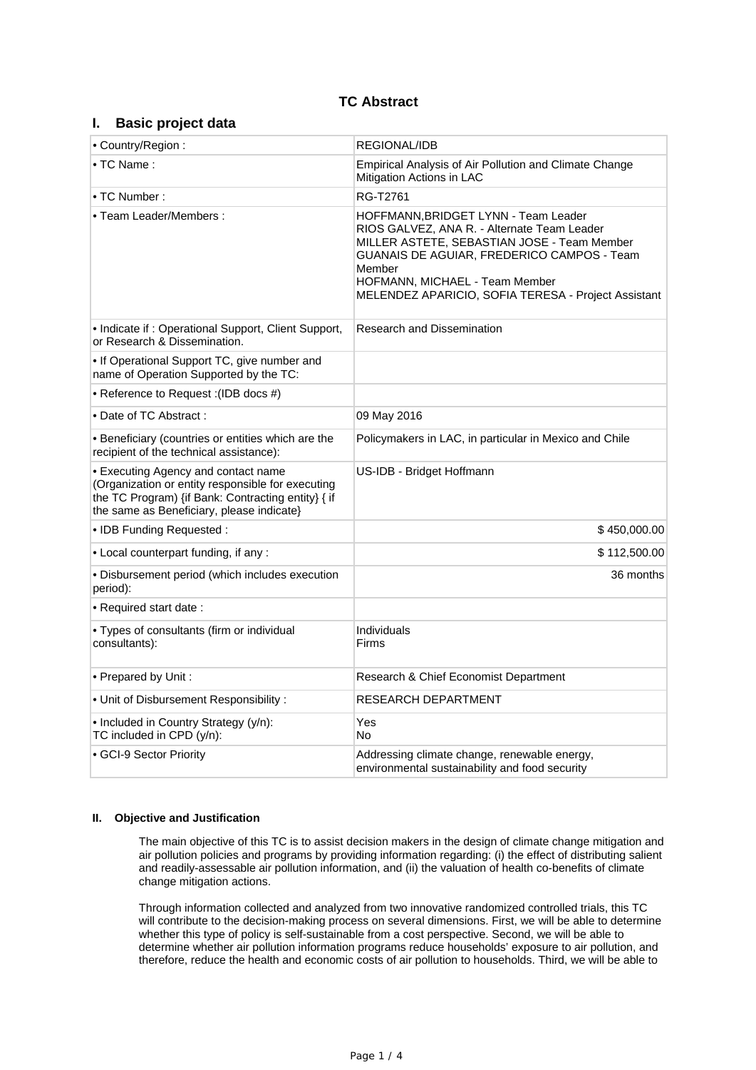# TC Abstract

## I. Basic project data

| | |
|---|---|
| • Country/Region : | REGIONAL/IDB |
| • TC Name : | Empirical Analysis of Air Pollution and Climate Change Mitigation Actions in LAC |
| • TC Number : | RG-T2761 |
| • Team Leader/Members : | HOFFMANN,BRIDGET LYNN - Team Leader<br>RIOS GALVEZ, ANA R. - Alternate Team Leader<br>MILLER ASTETE, SEBASTIAN JOSE - Team Member<br>GUANAIS DE AGUIAR, FREDERICO CAMPOS - Team Member<br>HOFMANN, MICHAEL - Team Member<br>MELENDEZ APARICIO, SOFIA TERESA - Project Assistant |
| • Indicate if : Operational Support, Client Support, or Research & Dissemination. | Research and Dissemination |
| • If Operational Support TC, give number and name of Operation Supported by the TC: | |
| • Reference to Request :(IDB docs #) | |
| • Date of TC Abstract : | 09 May 2016 |
| • Beneficiary (countries or entities which are the recipient of the technical assistance): | Policymakers in LAC, in particular in Mexico and Chile |
| • Executing Agency and contact name (Organization or entity responsible for executing the TC Program) {if Bank: Contracting entity} { if the same as Beneficiary, please indicate} | US-IDB - Bridget Hoffmann |
| • IDB Funding Requested : | $ 450,000.00 |
| • Local counterpart funding, if any : | $ 112,500.00 |
| • Disbursement period (which includes execution period): | 36 months |
| • Required start date : | |
| • Types of consultants (firm or individual consultants): | Individuals<br>Firms |
| • Prepared by Unit : | Research & Chief Economist Department |
| • Unit of Disbursement Responsibility : | RESEARCH DEPARTMENT |
| • Included in Country Strategy (y/n):<br>TC included in CPD (y/n): | Yes<br>No |
| • GCI-9 Sector Priority | Addressing climate change, renewable energy, environmental sustainability and food security |

## II. Objective and Justification

The main objective of this TC is to assist decision makers in the design of climate change mitigation and air pollution policies and programs by providing information regarding: (i) the effect of distributing salient and readily-assessable air pollution information, and (ii) the valuation of health co-benefits of climate change mitigation actions.

Through information collected and analyzed from two innovative randomized controlled trials, this TC will contribute to the decision-making process on several dimensions. First, we will be able to determine whether this type of policy is self-sustainable from a cost perspective. Second, we will be able to determine whether air pollution information programs reduce households' exposure to air pollution, and therefore, reduce the health and economic costs of air pollution to households. Third, we will be able to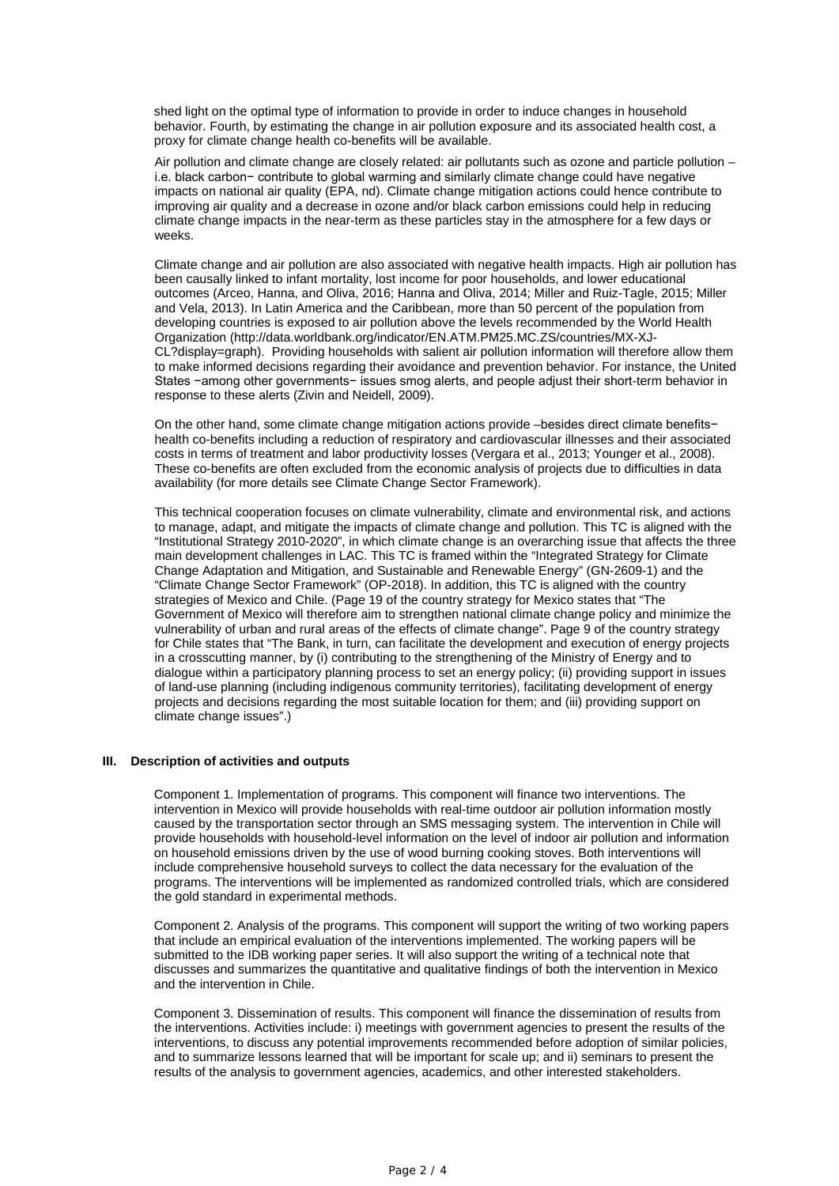shed light on the optimal type of information to provide in order to induce changes in household behavior. Fourth, by estimating the change in air pollution exposure and its associated health cost, a proxy for climate change health co-benefits will be available.

Air pollution and climate change are closely related: air pollutants such as ozone and particle pollution –i.e. black carbon− contribute to global warming and similarly climate change could have negative impacts on national air quality (EPA, nd). Climate change mitigation actions could hence contribute to improving air quality and a decrease in ozone and/or black carbon emissions could help in reducing climate change impacts in the near-term as these particles stay in the atmosphere for a few days or weeks.

Climate change and air pollution are also associated with negative health impacts. High air pollution has been causally linked to infant mortality, lost income for poor households, and lower educational outcomes (Arceo, Hanna, and Oliva, 2016; Hanna and Oliva, 2014; Miller and Ruiz-Tagle, 2015; Miller and Vela, 2013). In Latin America and the Caribbean, more than 50 percent of the population from developing countries is exposed to air pollution above the levels recommended by the World Health Organization (http://data.worldbank.org/indicator/EN.ATM.PM25.MC.ZS/countries/MX-XJ-CL?display=graph). Providing households with salient air pollution information will therefore allow them to make informed decisions regarding their avoidance and prevention behavior. For instance, the United States −among other governments− issues smog alerts, and people adjust their short-term behavior in response to these alerts (Zivin and Neidell, 2009).

On the other hand, some climate change mitigation actions provide –besides direct climate benefits− health co-benefits including a reduction of respiratory and cardiovascular illnesses and their associated costs in terms of treatment and labor productivity losses (Vergara et al., 2013; Younger et al., 2008). These co-benefits are often excluded from the economic analysis of projects due to difficulties in data availability (for more details see Climate Change Sector Framework).

This technical cooperation focuses on climate vulnerability, climate and environmental risk, and actions to manage, adapt, and mitigate the impacts of climate change and pollution. This TC is aligned with the "Institutional Strategy 2010-2020", in which climate change is an overarching issue that affects the three main development challenges in LAC. This TC is framed within the "Integrated Strategy for Climate Change Adaptation and Mitigation, and Sustainable and Renewable Energy" (GN-2609-1) and the "Climate Change Sector Framework" (OP-2018). In addition, this TC is aligned with the country strategies of Mexico and Chile. (Page 19 of the country strategy for Mexico states that "The Government of Mexico will therefore aim to strengthen national climate change policy and minimize the vulnerability of urban and rural areas of the effects of climate change". Page 9 of the country strategy for Chile states that "The Bank, in turn, can facilitate the development and execution of energy projects in a crosscutting manner, by (i) contributing to the strengthening of the Ministry of Energy and to dialogue within a participatory planning process to set an energy policy; (ii) providing support in issues of land-use planning (including indigenous community territories), facilitating development of energy projects and decisions regarding the most suitable location for them; and (iii) providing support on climate change issues".)

## III. Description of activities and outputs

Component 1. Implementation of programs. This component will finance two interventions. The intervention in Mexico will provide households with real-time outdoor air pollution information mostly caused by the transportation sector through an SMS messaging system. The intervention in Chile will provide households with household-level information on the level of indoor air pollution and information on household emissions driven by the use of wood burning cooking stoves. Both interventions will include comprehensive household surveys to collect the data necessary for the evaluation of the programs. The interventions will be implemented as randomized controlled trials, which are considered the gold standard in experimental methods.

Component 2. Analysis of the programs. This component will support the writing of two working papers that include an empirical evaluation of the interventions implemented. The working papers will be submitted to the IDB working paper series. It will also support the writing of a technical note that discusses and summarizes the quantitative and qualitative findings of both the intervention in Mexico and the intervention in Chile.

Component 3. Dissemination of results. This component will finance the dissemination of results from the interventions. Activities include: i) meetings with government agencies to present the results of the interventions, to discuss any potential improvements recommended before adoption of similar policies, and to summarize lessons learned that will be important for scale up; and ii) seminars to present the results of the analysis to government agencies, academics, and other interested stakeholders.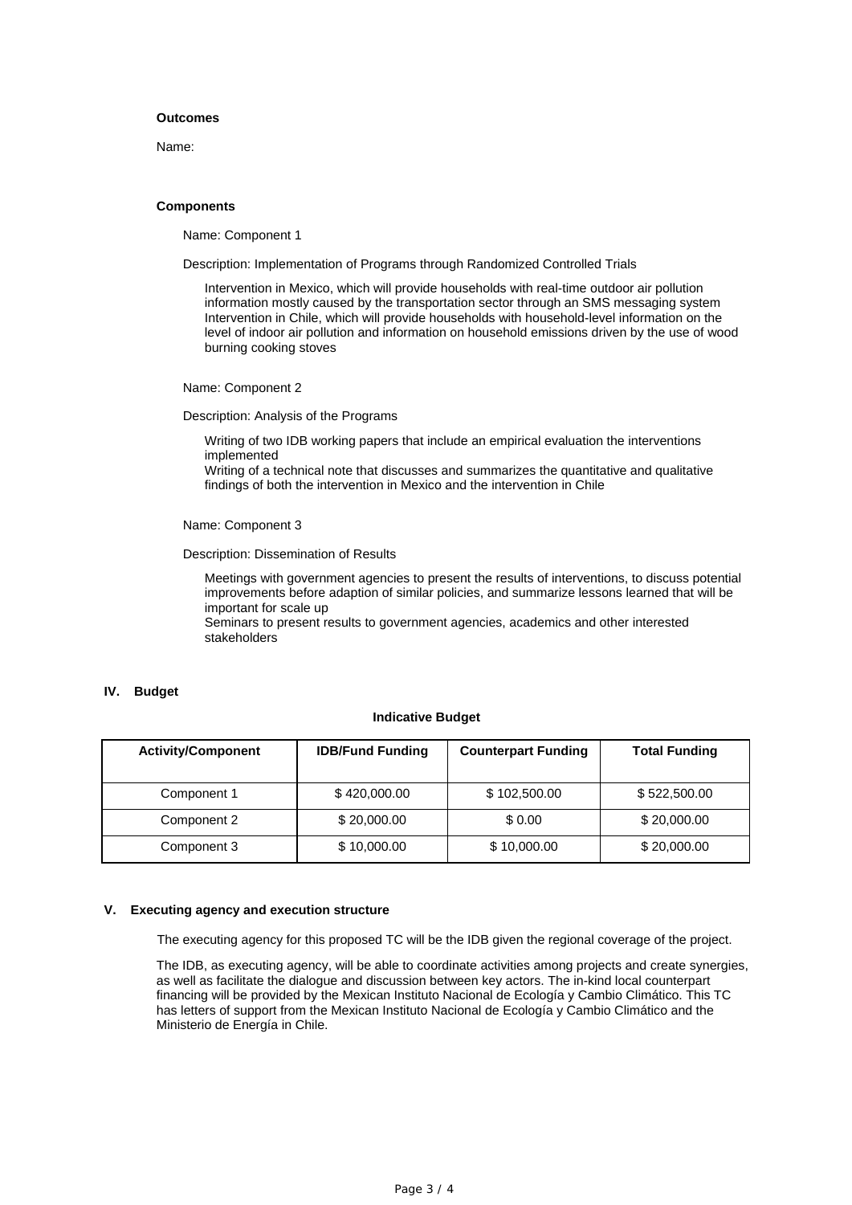**Outcomes**

Name:

**Components**

Name: Component 1

Description: Implementation of Programs through Randomized Controlled Trials

Intervention in Mexico, which will provide households with real-time outdoor air pollution information mostly caused by the transportation sector through an SMS messaging system
Intervention in Chile, which will provide households with household-level information on the level of indoor air pollution and information on household emissions driven by the use of wood burning cooking stoves

Name: Component 2

Description: Analysis of the Programs

Writing of two IDB working papers that include an empirical evaluation the interventions implemented
Writing of a technical note that discusses and summarizes the quantitative and qualitative findings of both the intervention in Mexico and the intervention in Chile

Name: Component 3

Description: Dissemination of Results

Meetings with government agencies to present the results of interventions, to discuss potential improvements before adaption of similar policies, and summarize lessons learned that will be important for scale up
Seminars to present results to government agencies, academics and other interested stakeholders

## IV. Budget

**Indicative Budget**

| Activity/Component | IDB/Fund Funding | Counterpart Funding | Total Funding |
|---|---|---|---|
| Component 1 | $ 420,000.00 | $ 102,500.00 | $ 522,500.00 |
| Component 2 | $ 20,000.00 | $ 0.00 | $ 20,000.00 |
| Component 3 | $ 10,000.00 | $ 10,000.00 | $ 20,000.00 |

## V. Executing agency and execution structure

The executing agency for this proposed TC will be the IDB given the regional coverage of the project.

The IDB, as executing agency, will be able to coordinate activities among projects and create synergies, as well as facilitate the dialogue and discussion between key actors. The in-kind local counterpart financing will be provided by the Mexican Instituto Nacional de Ecología y Cambio Climático. This TC has letters of support from the Mexican Instituto Nacional de Ecología y Cambio Climático and the Ministerio de Energía in Chile.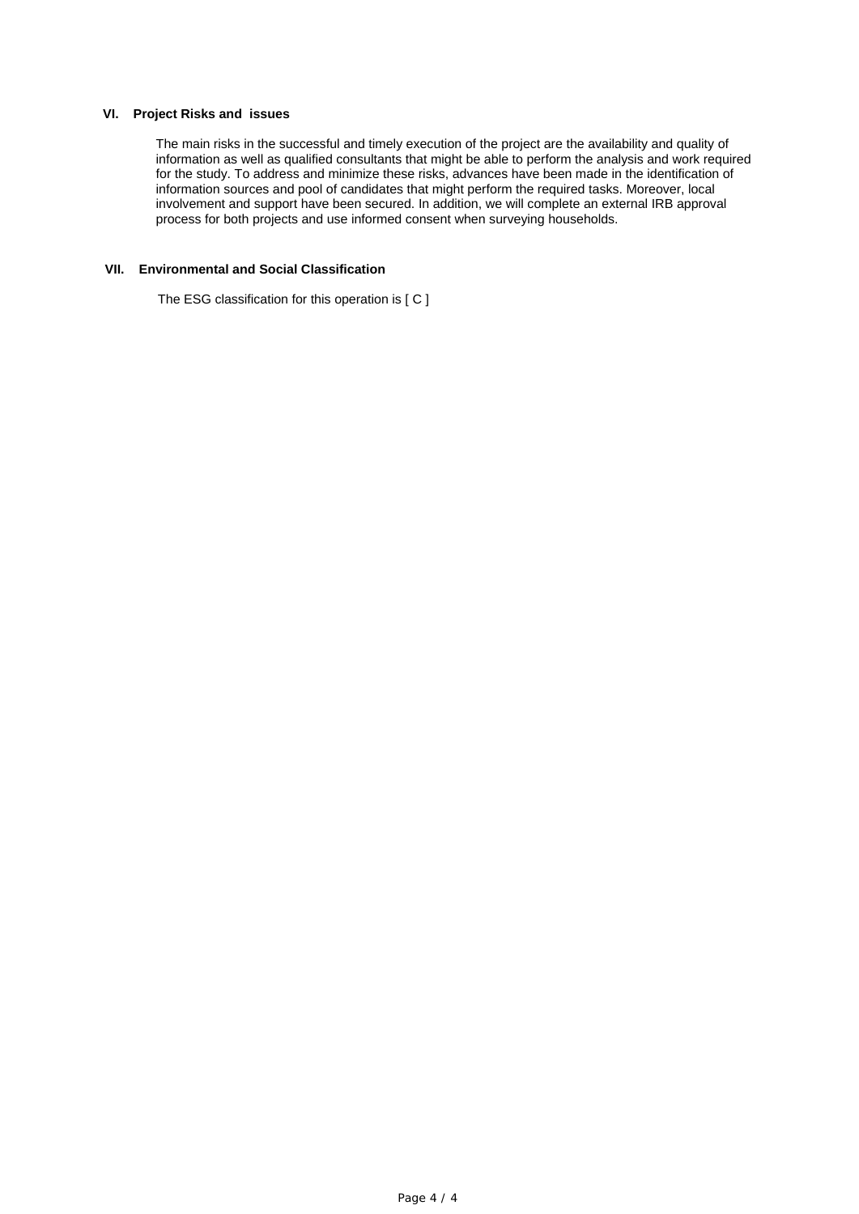## VI. Project Risks and issues

The main risks in the successful and timely execution of the project are the availability and quality of information as well as qualified consultants that might be able to perform the analysis and work required for the study. To address and minimize these risks, advances have been made in the identification of information sources and pool of candidates that might perform the required tasks. Moreover, local involvement and support have been secured. In addition, we will complete an external IRB approval process for both projects and use informed consent when surveying households.

## VII. Environmental and Social Classification

The ESG classification for this operation is [ C ]